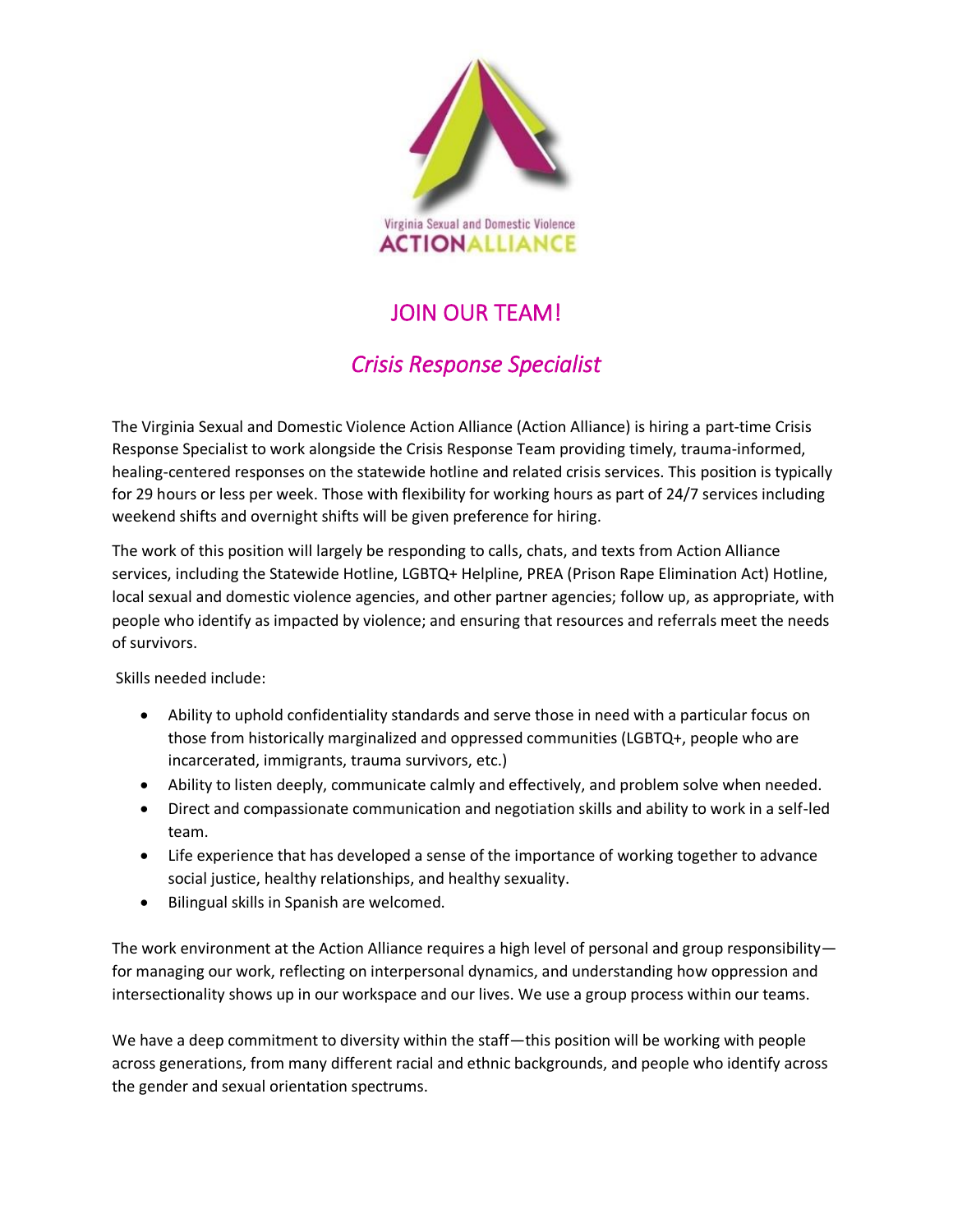Virginia Sexual and Domestic Violence
ACTION ALLIANCE

# JOIN OUR TEAM!

## *Crisis Response Specialist*

The Virginia Sexual and Domestic Violence Action Alliance (Action Alliance) is hiring a part-time Crisis Response Specialist to work alongside the Crisis Response Team providing timely, trauma-informed, healing-centered responses on the statewide hotline and related crisis services. This position is typically for 29 hours or less per week. Those with flexibility for working hours as part of 24/7 services including weekend shifts and overnight shifts will be given preference for hiring.

The work of this position will largely be responding to calls, chats, and texts from Action Alliance services, including the Statewide Hotline, LGBTQ+ Helpline, PREA (Prison Rape Elimination Act) Hotline, local sexual and domestic violence agencies, and other partner agencies; follow up, as appropriate, with people who identify as impacted by violence; and ensuring that resources and referrals meet the needs of survivors.

Skills needed include:

- Ability to uphold confidentiality standards and serve those in need with a particular focus on those from historically marginalized and oppressed communities (LGBTQ+, people who are incarcerated, immigrants, trauma survivors, etc.)
- Ability to listen deeply, communicate calmly and effectively, and problem solve when needed.
- Direct and compassionate communication and negotiation skills and ability to work in a self-led team.
- Life experience that has developed a sense of the importance of working together to advance social justice, healthy relationships, and healthy sexuality.
- Bilingual skills in Spanish are welcomed.

The work environment at the Action Alliance requires a high level of personal and group responsibility—for managing our work, reflecting on interpersonal dynamics, and understanding how oppression and intersectionality shows up in our workspace and our lives. We use a group process within our teams.

We have a deep commitment to diversity within the staff—this position will be working with people across generations, from many different racial and ethnic backgrounds, and people who identify across the gender and sexual orientation spectrums.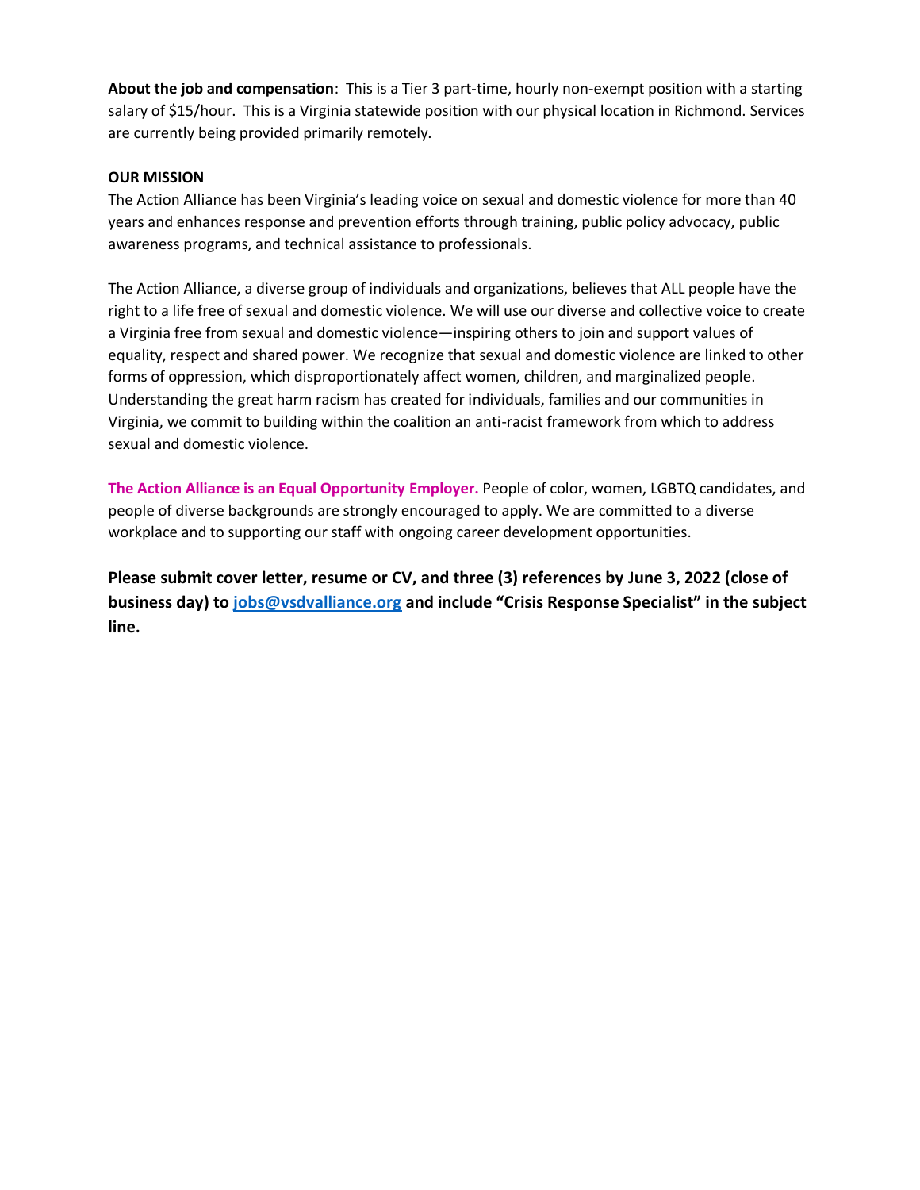**About the job and compensation**: This is a Tier 3 part-time, hourly non-exempt position with a starting salary of $15/hour. This is a Virginia statewide position with our physical location in Richmond. Services are currently being provided primarily remotely.

**OUR MISSION**

The Action Alliance has been Virginia's leading voice on sexual and domestic violence for more than 40 years and enhances response and prevention efforts through training, public policy advocacy, public awareness programs, and technical assistance to professionals.

The Action Alliance, a diverse group of individuals and organizations, believes that ALL people have the right to a life free of sexual and domestic violence. We will use our diverse and collective voice to create a Virginia free from sexual and domestic violence—inspiring others to join and support values of equality, respect and shared power. We recognize that sexual and domestic violence are linked to other forms of oppression, which disproportionately affect women, children, and marginalized people. Understanding the great harm racism has created for individuals, families and our communities in Virginia, we commit to building within the coalition an anti-racist framework from which to address sexual and domestic violence.

**The Action Alliance is an Equal Opportunity Employer.** People of color, women, LGBTQ candidates, and people of diverse backgrounds are strongly encouraged to apply. We are committed to a diverse workplace and to supporting our staff with ongoing career development opportunities.

**Please submit cover letter, resume or CV, and three (3) references by June 3, 2022 (close of business day) to [jobs@vsdvalliance.org](mailto:jobs@vsdvalliance.org) and include "Crisis Response Specialist" in the subject line.**